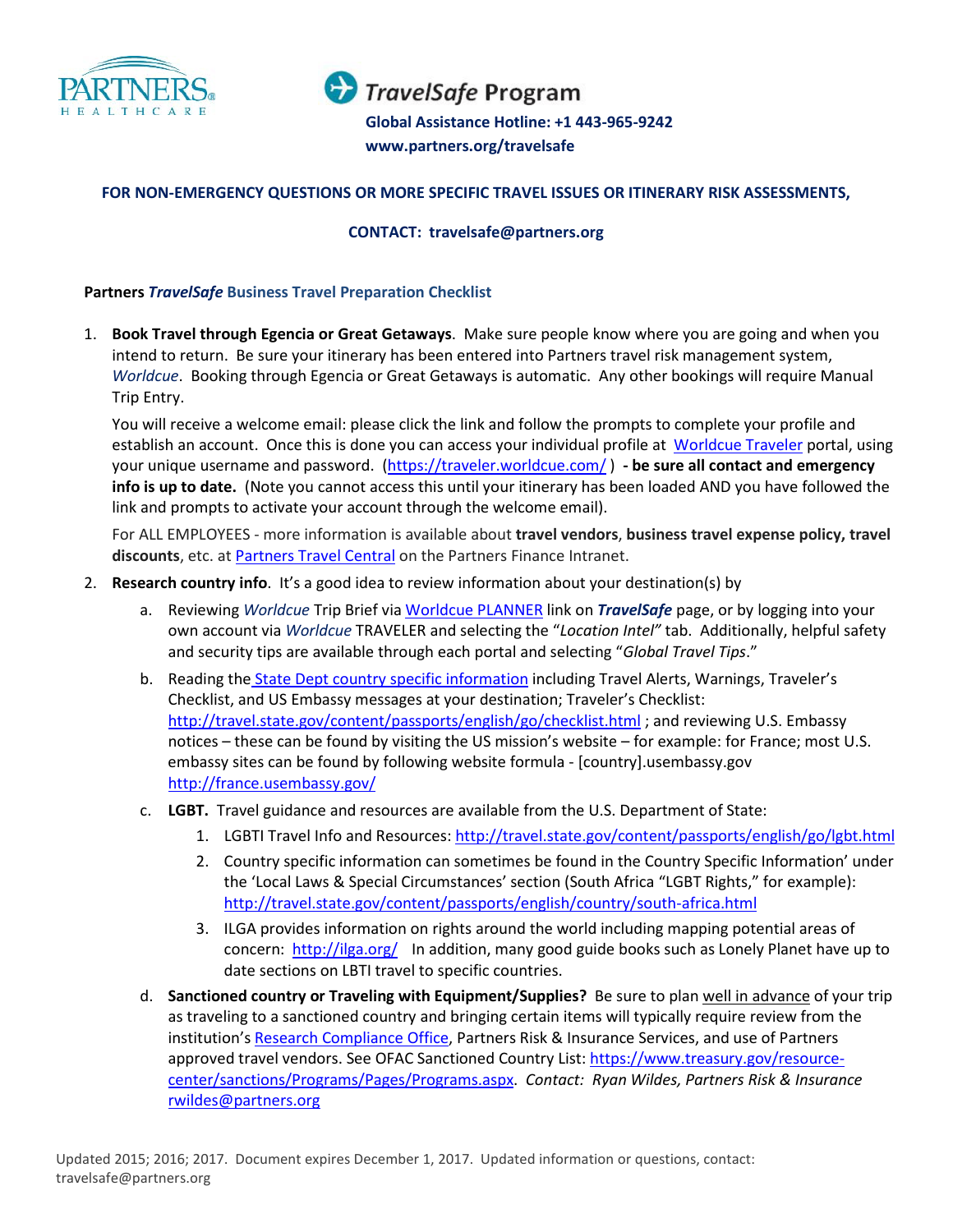PARTNERS HEALTHCARE

# *TravelSafe* Program

**Global Assistance Hotline: +1 443-965-9242**

**www.partners.org/travelsafe**

**FOR NON-EMERGENCY QUESTIONS OR MORE SPECIFIC TRAVEL ISSUES OR ITINERARY RISK ASSESSMENTS,**

**CONTACT: travelsafe@partners.org**

## Partners *TravelSafe* Business Travel Preparation Checklist

1. **Book Travel through Egencia or Great Getaways**. Make sure people know where you are going and when you intend to return. Be sure your itinerary has been entered into Partners travel risk management system, *Worldcue*. Booking through Egencia or Great Getaways is automatic. Any other bookings will require Manual Trip Entry.

   You will receive a welcome email: please click the link and follow the prompts to complete your profile and establish an account. Once this is done you can access your individual profile at Worldcue Traveler portal, using your unique username and password. (https://traveler.worldcue.com/) **- be sure all contact and emergency info is up to date.** (Note you cannot access this until your itinerary has been loaded AND you have followed the link and prompts to activate your account through the welcome email).

   For ALL EMPLOYEES - more information is available about **travel vendors**, **business travel expense policy, travel discounts**, etc. at Partners Travel Central on the Partners Finance Intranet.

2. **Research country info**. It's a good idea to review information about your destination(s) by
   a. Reviewing *Worldcue* Trip Brief via Worldcue PLANNER link on ***TravelSafe*** page, or by logging into your own account via *Worldcue* TRAVELER and selecting the "*Location Intel"* tab. Additionally, helpful safety and security tips are available through each portal and selecting "*Global Travel Tips*."
   b. Reading the State Dept country specific information including Travel Alerts, Warnings, Traveler's Checklist, and US Embassy messages at your destination; Traveler's Checklist: http://travel.state.gov/content/passports/english/go/checklist.html ; and reviewing U.S. Embassy notices – these can be found by visiting the US mission's website – for example: for France; most U.S. embassy sites can be found by following website formula - [country].usembassy.gov http://france.usembassy.gov/
   c. **LGBT.** Travel guidance and resources are available from the U.S. Department of State:
      1. LGBTI Travel Info and Resources: http://travel.state.gov/content/passports/english/go/lgbt.html
      2. Country specific information can sometimes be found in the Country Specific Information' under the 'Local Laws & Special Circumstances' section (South Africa "LGBT Rights," for example): http://travel.state.gov/content/passports/english/country/south-africa.html
      3. ILGA provides information on rights around the world including mapping potential areas of concern: http://ilga.org/ In addition, many good guide books such as Lonely Planet have up to date sections on LBTI travel to specific countries.
   d. **Sanctioned country or Traveling with Equipment/Supplies?** Be sure to plan well in advance of your trip as traveling to a sanctioned country and bringing certain items will typically require review from the institution's Research Compliance Office, Partners Risk & Insurance Services, and use of Partners approved travel vendors. See OFAC Sanctioned Country List: https://www.treasury.gov/resource-center/sanctions/Programs/Pages/Programs.aspx. *Contact: Ryan Wildes, Partners Risk & Insurance* rwildes@partners.org

Updated 2015; 2016; 2017. Document expires December 1, 2017. Updated information or questions, contact: travelsafe@partners.org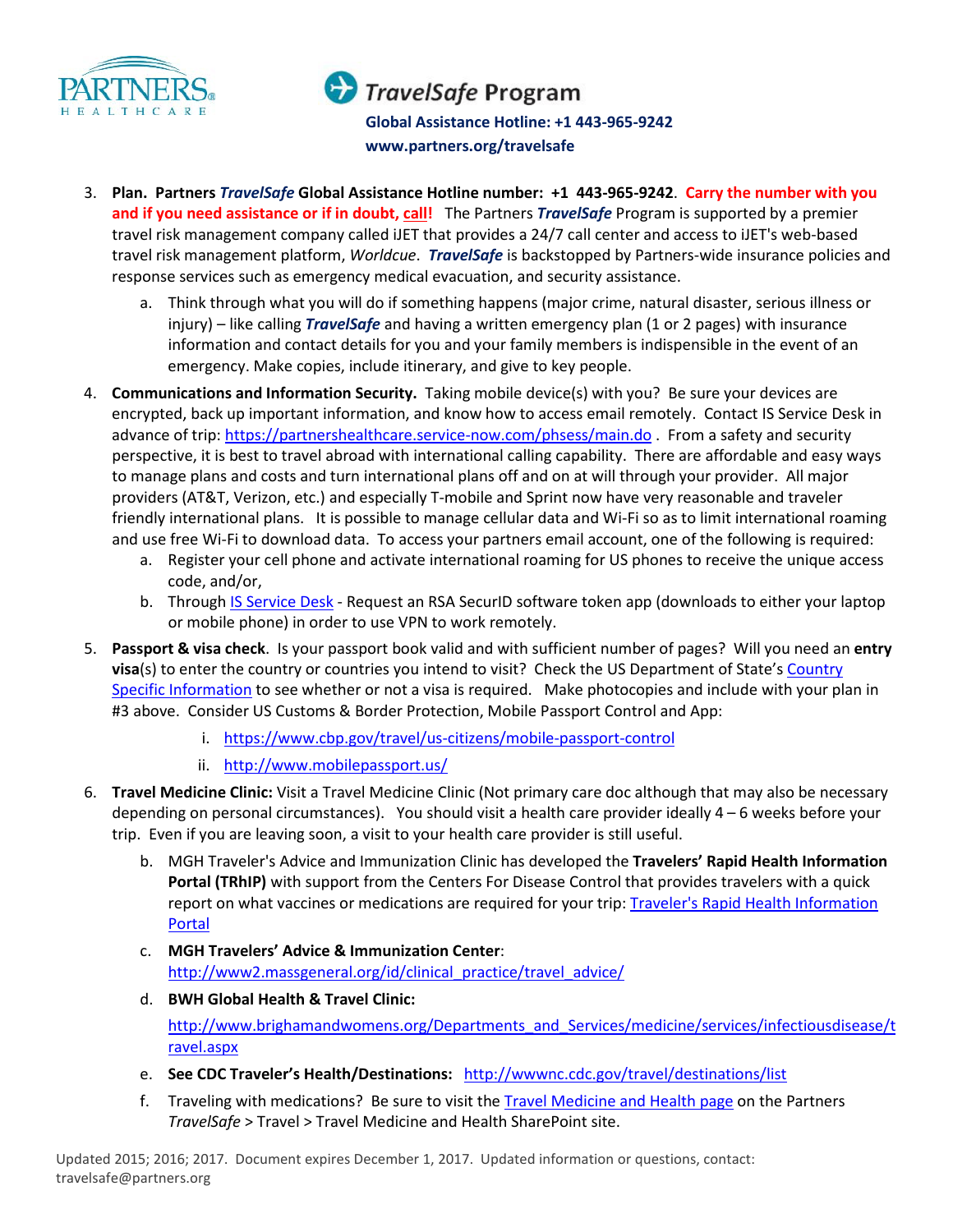**TravelSafe Program**

**Global Assistance Hotline: +1 443-965-9242**

**www.partners.org/travelsafe**

3. **Plan. Partners *TravelSafe* Global Assistance Hotline number: +1 443-965-9242**. **Carry the number with you and if you need assistance or if in doubt, call!** The Partners ***TravelSafe*** Program is supported by a premier travel risk management company called iJET that provides a 24/7 call center and access to iJET's web-based travel risk management platform, *Worldcue*. ***TravelSafe*** is backstopped by Partners-wide insurance policies and response services such as emergency medical evacuation, and security assistance.
   a. Think through what you will do if something happens (major crime, natural disaster, serious illness or injury) – like calling ***TravelSafe*** and having a written emergency plan (1 or 2 pages) with insurance information and contact details for you and your family members is indispensible in the event of an emergency. Make copies, include itinerary, and give to key people.

4. **Communications and Information Security.** Taking mobile device(s) with you? Be sure your devices are encrypted, back up important information, and know how to access email remotely. Contact IS Service Desk in advance of trip: https://partnershealthcare.service-now.com/phsess/main.do . From a safety and security perspective, it is best to travel abroad with international calling capability. There are affordable and easy ways to manage plans and costs and turn international plans off and on at will through your provider. All major providers (AT&T, Verizon, etc.) and especially T-mobile and Sprint now have very reasonable and traveler friendly international plans. It is possible to manage cellular data and Wi-Fi so as to limit international roaming and use free Wi-Fi to download data. To access your partners email account, one of the following is required:
   a. Register your cell phone and activate international roaming for US phones to receive the unique access code, and/or,
   b. Through IS Service Desk - Request an RSA SecurID software token app (downloads to either your laptop or mobile phone) in order to use VPN to work remotely.

5. **Passport & visa check**. Is your passport book valid and with sufficient number of pages? Will you need an **entry visa**(s) to enter the country or countries you intend to visit? Check the US Department of State's Country Specific Information to see whether or not a visa is required. Make photocopies and include with your plan in #3 above. Consider US Customs & Border Protection, Mobile Passport Control and App:
   i. https://www.cbp.gov/travel/us-citizens/mobile-passport-control
   ii. http://www.mobilepassport.us/

6. **Travel Medicine Clinic:** Visit a Travel Medicine Clinic (Not primary care doc although that may also be necessary depending on personal circumstances). You should visit a health care provider ideally 4 – 6 weeks before your trip. Even if you are leaving soon, a visit to your health care provider is still useful.
   b. MGH Traveler's Advice and Immunization Clinic has developed the **Travelers' Rapid Health Information Portal (TRhIP)** with support from the Centers For Disease Control that provides travelers with a quick report on what vaccines or medications are required for your trip: Traveler's Rapid Health Information Portal
   c. **MGH Travelers' Advice & Immunization Center**: http://www2.massgeneral.org/id/clinical_practice/travel_advice/
   d. **BWH Global Health & Travel Clinic:** http://www.brighamandwomens.org/Departments_and_Services/medicine/services/infectiousdisease/travel.aspx
   e. **See CDC Traveler's Health/Destinations:** http://wwwnc.cdc.gov/travel/destinations/list
   f. Traveling with medications? Be sure to visit the Travel Medicine and Health page on the Partners *TravelSafe* > Travel > Travel Medicine and Health SharePoint site.

Updated 2015; 2016; 2017. Document expires December 1, 2017. Updated information or questions, contact: travelsafe@partners.org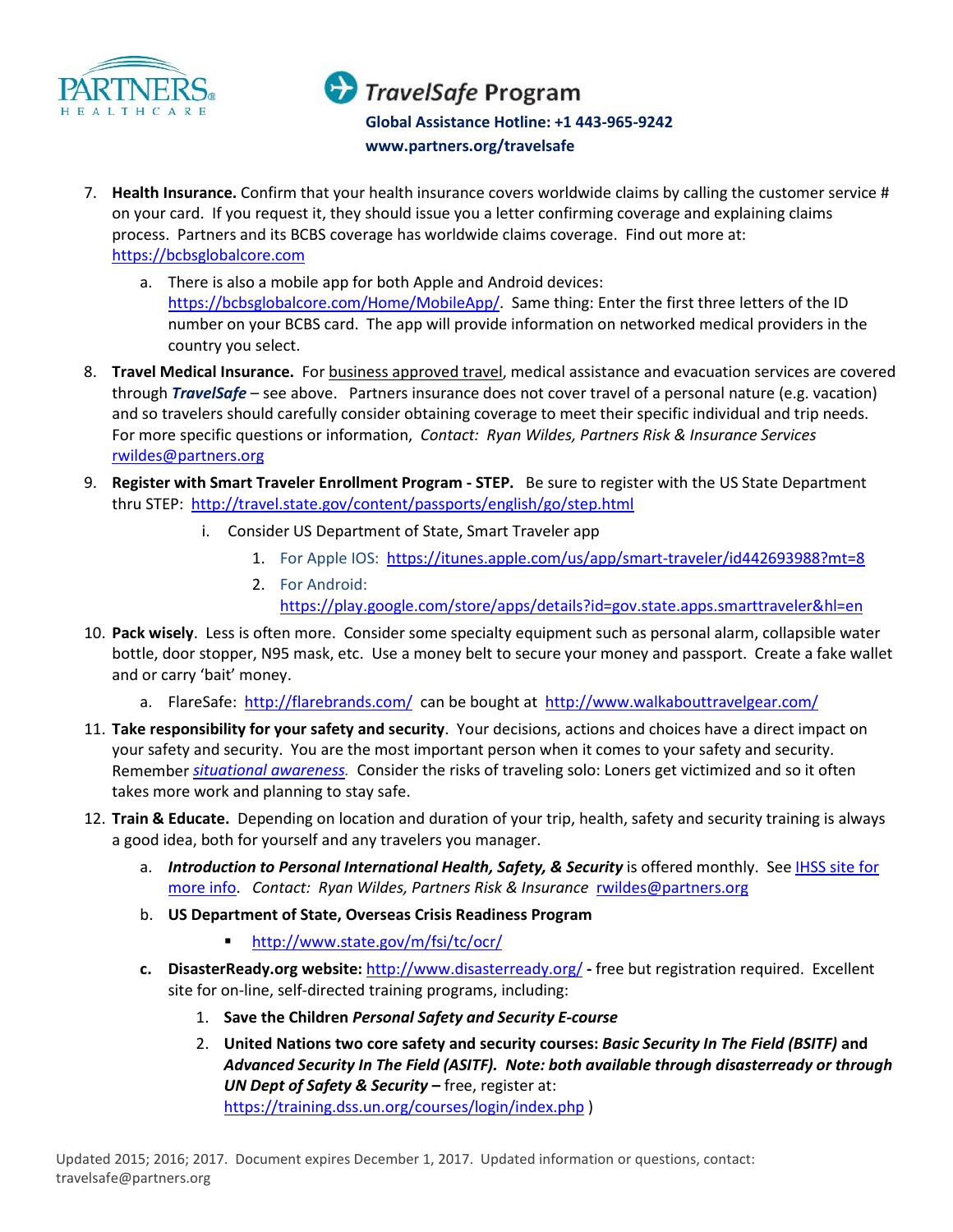7. **Health Insurance.** Confirm that your health insurance covers worldwide claims by calling the customer service # on your card. If you request it, they should issue you a letter confirming coverage and explaining claims process. Partners and its BCBS coverage has worldwide claims coverage. Find out more at: https://bcbsglobalcore.com
   a. There is also a mobile app for both Apple and Android devices: https://bcbsglobalcore.com/Home/MobileApp/. Same thing: Enter the first three letters of the ID number on your BCBS card. The app will provide information on networked medical providers in the country you select.
8. **Travel Medical Insurance.** For business approved travel, medical assistance and evacuation services are covered through ***TravelSafe*** – see above. Partners insurance does not cover travel of a personal nature (e.g. vacation) and so travelers should carefully consider obtaining coverage to meet their specific individual and trip needs. For more specific questions or information, *Contact: Ryan Wildes, Partners Risk & Insurance Services* rwildes@partners.org
9. **Register with Smart Traveler Enrollment Program - STEP.** Be sure to register with the US State Department thru STEP: http://travel.state.gov/content/passports/english/go/step.html
   i. Consider US Department of State, Smart Traveler app
      1. For Apple IOS: https://itunes.apple.com/us/app/smart-traveler/id442693988?mt=8
      2. For Android: https://play.google.com/store/apps/details?id=gov.state.apps.smarttraveler&hl=en
10. **Pack wisely**. Less is often more. Consider some specialty equipment such as personal alarm, collapsible water bottle, door stopper, N95 mask, etc. Use a money belt to secure your money and passport. Create a fake wallet and or carry 'bait' money.
    a. FlareSafe: http://flarebrands.com/ can be bought at http://www.walkabouttravelgear.com/
11. **Take responsibility for your safety and security**. Your decisions, actions and choices have a direct impact on your safety and security. You are the most important person when it comes to your safety and security. Remember *situational awareness*. Consider the risks of traveling solo: Loners get victimized and so it often takes more work and planning to stay safe.
12. **Train & Educate.** Depending on location and duration of your trip, health, safety and security training is always a good idea, both for yourself and any travelers you manager.
    a. ***Introduction to Personal International Health, Safety, & Security*** is offered monthly. See IHSS site for more info. *Contact: Ryan Wildes, Partners Risk & Insurance* rwildes@partners.org
    b. **US Department of State, Overseas Crisis Readiness Program**
       - http://www.state.gov/m/fsi/tc/ocr/
    c. **DisasterReady.org website:** http://www.disasterready.org/ **-** free but registration required. Excellent site for on-line, self-directed training programs, including:
       1. **Save the Children** ***Personal Safety and Security E-course***
       2. **United Nations two core safety and security courses:** ***Basic Security In The Field (BSITF)*** **and** ***Advanced Security In The Field (ASITF). Note: both available through disasterready or through UN Dept of Safety & Security –*** free, register at: https://training.dss.un.org/courses/login/index.php )

Updated 2015; 2016; 2017. Document expires December 1, 2017. Updated information or questions, contact: travelsafe@partners.org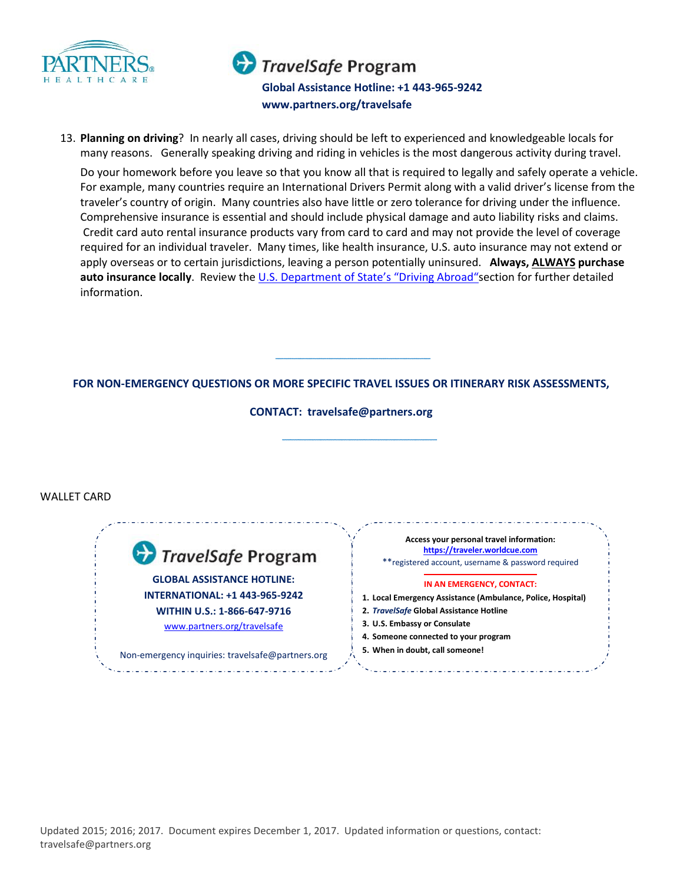13. **Planning on driving**? In nearly all cases, driving should be left to experienced and knowledgeable locals for many reasons. Generally speaking driving and riding in vehicles is the most dangerous activity during travel.

    Do your homework before you leave so that you know all that is required to legally and safely operate a vehicle. For example, many countries require an International Drivers Permit along with a valid driver's license from the traveler's country of origin. Many countries also have little or zero tolerance for driving under the influence. Comprehensive insurance is essential and should include physical damage and auto liability risks and claims. Credit card auto rental insurance products vary from card to card and may not provide the level of coverage required for an individual traveler. Many times, like health insurance, U.S. auto insurance may not extend or apply overseas or to certain jurisdictions, leaving a person potentially uninsured. **Always, ALWAYS purchase auto insurance locally**. Review the U.S. Department of State's "Driving Abroad" section for further detailed information.

---

**FOR NON-EMERGENCY QUESTIONS OR MORE SPECIFIC TRAVEL ISSUES OR ITINERARY RISK ASSESSMENTS,**

**CONTACT: travelsafe@partners.org**

---

WALLET CARD

*TravelSafe* Program

**GLOBAL ASSISTANCE HOTLINE:**
**INTERNATIONAL: +1 443-965-9242**
**WITHIN U.S.: 1-866-647-9716**
www.partners.org/travelsafe

Non-emergency inquiries: travelsafe@partners.org

**Access your personal travel information:**
**https://traveler.worldcue.com**
**registered account, username & password required

**IN AN EMERGENCY, CONTACT:**

1. **Local Emergency Assistance (Ambulance, Police, Hospital)**
2. ***TravelSafe* Global Assistance Hotline**
3. **U.S. Embassy or Consulate**
4. **Someone connected to your program**
5. **When in doubt, call someone!**

Updated 2015; 2016; 2017. Document expires December 1, 2017. Updated information or questions, contact: travelsafe@partners.org